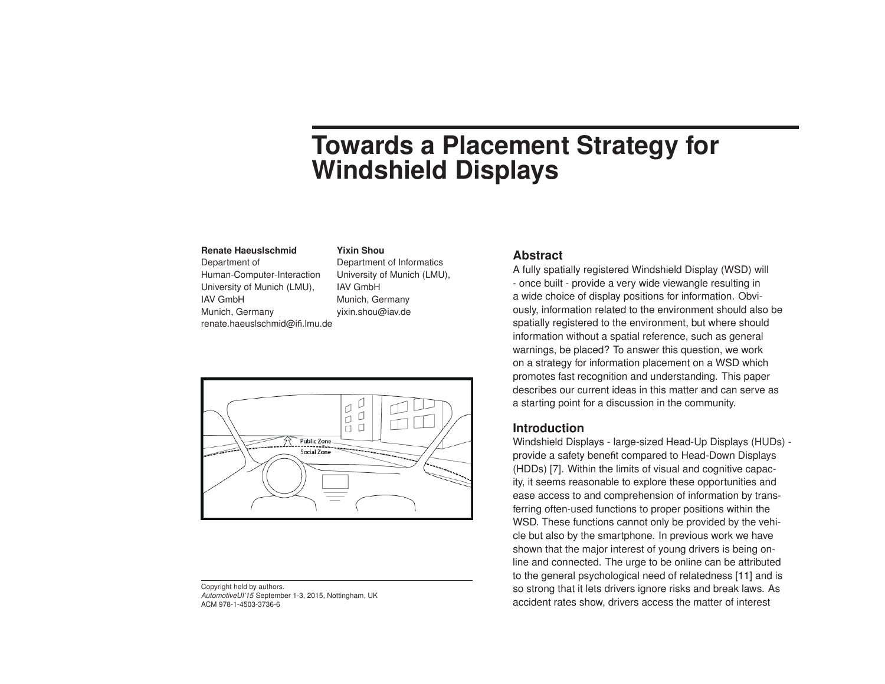# Towards a Placement Strategy for Windshield Displays

**Renate Haeuslschmid**
Department of
Human-Computer-Interaction
University of Munich (LMU),
IAV GmbH
Munich, Germany
renate.haeuslschmid@ifi.lmu.de

**Yixin Shou**
Department of Informatics
University of Munich (LMU),
IAV GmbH
Munich, Germany
yixin.shou@iav.de

Copyright held by authors.
*AutomotiveUI'15* September 1-3, 2015, Nottingham, UK
ACM 978-1-4503-3736-6

## Abstract

A fully spatially registered Windshield Display (WSD) will - once built - provide a very wide viewangle resulting in a wide choice of display positions for information. Obviously, information related to the environment should also be spatially registered to the environment, but where should information without a spatial reference, such as general warnings, be placed? To answer this question, we work on a strategy for information placement on a WSD which promotes fast recognition and understanding. This paper describes our current ideas in this matter and can serve as a starting point for a discussion in the community.

## Introduction

Windshield Displays - large-sized Head-Up Displays (HUDs) - provide a safety benefit compared to Head-Down Displays (HDDs) [7]. Within the limits of visual and cognitive capacity, it seems reasonable to explore these opportunities and ease access to and comprehension of information by transferring often-used functions to proper positions within the WSD. These functions cannot only be provided by the vehicle but also by the smartphone. In previous work we have shown that the major interest of young drivers is being online and connected. The urge to be online can be attributed to the general psychological need of relatedness [11] and is so strong that it lets drivers ignore risks and break laws. As accident rates show, drivers access the matter of interest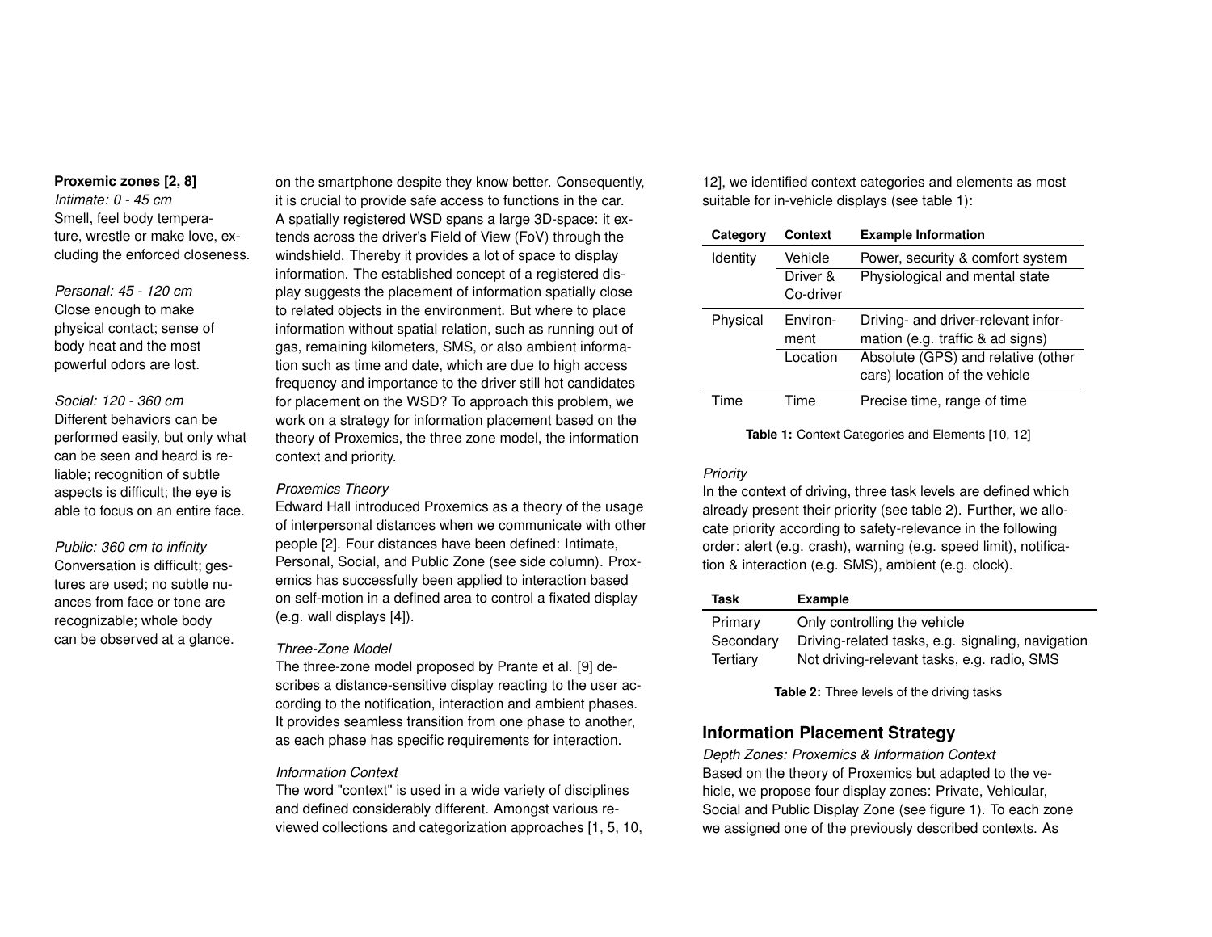**Proxemic zones [2, 8]**

*Intimate: 0 - 45 cm*
Smell, feel body temperature, wrestle or make love, excluding the enforced closeness.

*Personal: 45 - 120 cm*
Close enough to make physical contact; sense of body heat and the most powerful odors are lost.

*Social: 120 - 360 cm*
Different behaviors can be performed easily, but only what can be seen and heard is reliable; recognition of subtle aspects is difficult; the eye is able to focus on an entire face.

*Public: 360 cm to infinity*
Conversation is difficult; gestures are used; no subtle nuances from face or tone are recognizable; whole body can be observed at a glance.

on the smartphone despite they know better. Consequently, it is crucial to provide safe access to functions in the car. A spatially registered WSD spans a large 3D-space: it extends across the driver's Field of View (FoV) through the windshield. Thereby it provides a lot of space to display information. The established concept of a registered display suggests the placement of information spatially close to related objects in the environment. But where to place information without spatial relation, such as running out of gas, remaining kilometers, SMS, or also ambient information such as time and date, which are due to high access frequency and importance to the driver still hot candidates for placement on the WSD? To approach this problem, we work on a strategy for information placement based on the theory of Proxemics, the three zone model, the information context and priority.

*Proxemics Theory*
Edward Hall introduced Proxemics as a theory of the usage of interpersonal distances when we communicate with other people [2]. Four distances have been defined: Intimate, Personal, Social, and Public Zone (see side column). Proxemics has successfully been applied to interaction based on self-motion in a defined area to control a fixated display (e.g. wall displays [4]).

*Three-Zone Model*
The three-zone model proposed by Prante et al. [9] describes a distance-sensitive display reacting to the user according to the notification, interaction and ambient phases. It provides seamless transition from one phase to another, as each phase has specific requirements for interaction.

*Information Context*
The word "context" is used in a wide variety of disciplines and defined considerably different. Amongst various reviewed collections and categorization approaches [1, 5, 10, 12], we identified context categories and elements as most suitable for in-vehicle displays (see table 1):

| Category | Context | Example Information |
|---|---|---|
| Identity | Vehicle | Power, security & comfort system |
| | Driver & Co-driver | Physiological and mental state |
| Physical | Environment | Driving- and driver-relevant information (e.g. traffic & ad signs) |
| | Location | Absolute (GPS) and relative (other cars) location of the vehicle |
| Time | Time | Precise time, range of time |

**Table 1:** Context Categories and Elements [10, 12]

*Priority*
In the context of driving, three task levels are defined which already present their priority (see table 2). Further, we allocate priority according to safety-relevance in the following order: alert (e.g. crash), warning (e.g. speed limit), notification & interaction (e.g. SMS), ambient (e.g. clock).

| Task | Example |
|---|---|
| Primary | Only controlling the vehicle |
| Secondary | Driving-related tasks, e.g. signaling, navigation |
| Tertiary | Not driving-relevant tasks, e.g. radio, SMS |

**Table 2:** Three levels of the driving tasks

## Information Placement Strategy

*Depth Zones: Proxemics & Information Context*
Based on the theory of Proxemics but adapted to the vehicle, we propose four display zones: Private, Vehicular, Social and Public Display Zone (see figure 1). To each zone we assigned one of the previously described contexts. As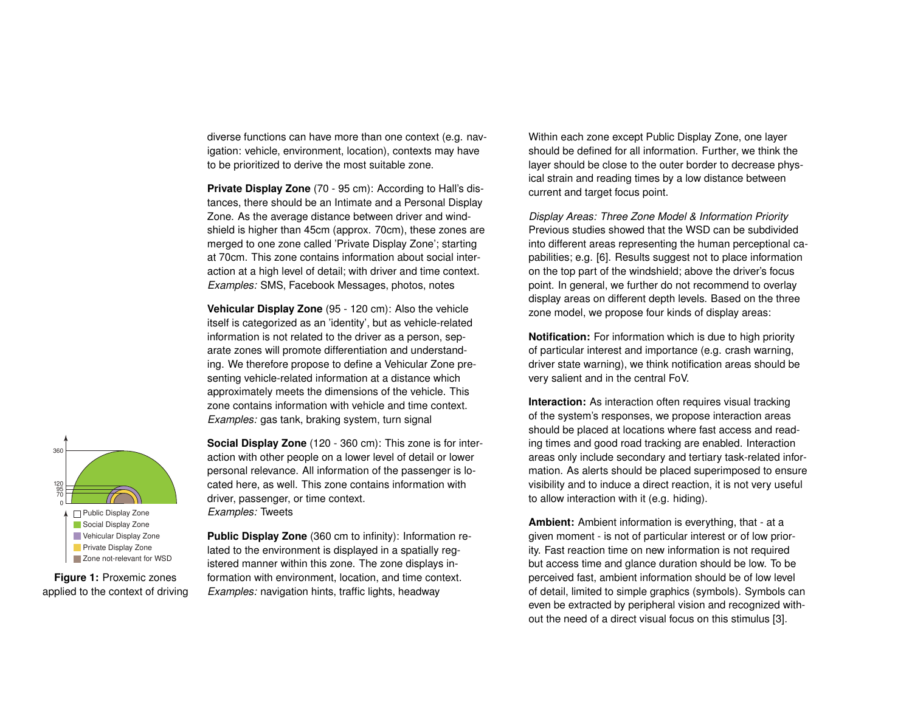diverse functions can have more than one context (e.g. navigation: vehicle, environment, location), contexts may have to be prioritized to derive the most suitable zone.

**Private Display Zone** (70 - 95 cm): According to Hall's distances, there should be an Intimate and a Personal Display Zone. As the average distance between driver and windshield is higher than 45cm (approx. 70cm), these zones are merged to one zone called 'Private Display Zone'; starting at 70cm. This zone contains information about social interaction at a high level of detail; with driver and time context. *Examples:* SMS, Facebook Messages, photos, notes

**Vehicular Display Zone** (95 - 120 cm): Also the vehicle itself is categorized as an 'identity', but as vehicle-related information is not related to the driver as a person, separate zones will promote differentiation and understanding. We therefore propose to define a Vehicular Zone presenting vehicle-related information at a distance which approximately meets the dimensions of the vehicle. This zone contains information with vehicle and time context. *Examples:* gas tank, braking system, turn signal

**Social Display Zone** (120 - 360 cm): This zone is for interaction with other people on a lower level of detail or lower personal relevance. All information of the passenger is located here, as well. This zone contains information with driver, passenger, or time context. *Examples:* Tweets

**Public Display Zone** (360 cm to infinity): Information related to the environment is displayed in a spatially registered manner within this zone. The zone displays information with environment, location, and time context. *Examples:* navigation hints, traffic lights, headway

360
120
95
70
0

Public Display Zone
Social Display Zone
Vehicular Display Zone
Private Display Zone
Zone not-relevant for WSD

**Figure 1:** Proxemic zones applied to the context of driving

Within each zone except Public Display Zone, one layer should be defined for all information. Further, we think the layer should be close to the outer border to decrease physical strain and reading times by a low distance between current and target focus point.

*Display Areas: Three Zone Model & Information Priority*
Previous studies showed that the WSD can be subdivided into different areas representing the human perceptional capabilities; e.g. [6]. Results suggest not to place information on the top part of the windshield; above the driver's focus point. In general, we further do not recommend to overlay display areas on different depth levels. Based on the three zone model, we propose four kinds of display areas:

**Notification:** For information which is due to high priority of particular interest and importance (e.g. crash warning, driver state warning), we think notification areas should be very salient and in the central FoV.

**Interaction:** As interaction often requires visual tracking of the system's responses, we propose interaction areas should be placed at locations where fast access and reading times and good road tracking are enabled. Interaction areas only include secondary and tertiary task-related information. As alerts should be placed superimposed to ensure visibility and to induce a direct reaction, it is not very useful to allow interaction with it (e.g. hiding).

**Ambient:** Ambient information is everything, that - at a given moment - is not of particular interest or of low priority. Fast reaction time on new information is not required but access time and glance duration should be low. To be perceived fast, ambient information should be of low level of detail, limited to simple graphics (symbols). Symbols can even be extracted by peripheral vision and recognized without the need of a direct visual focus on this stimulus [3].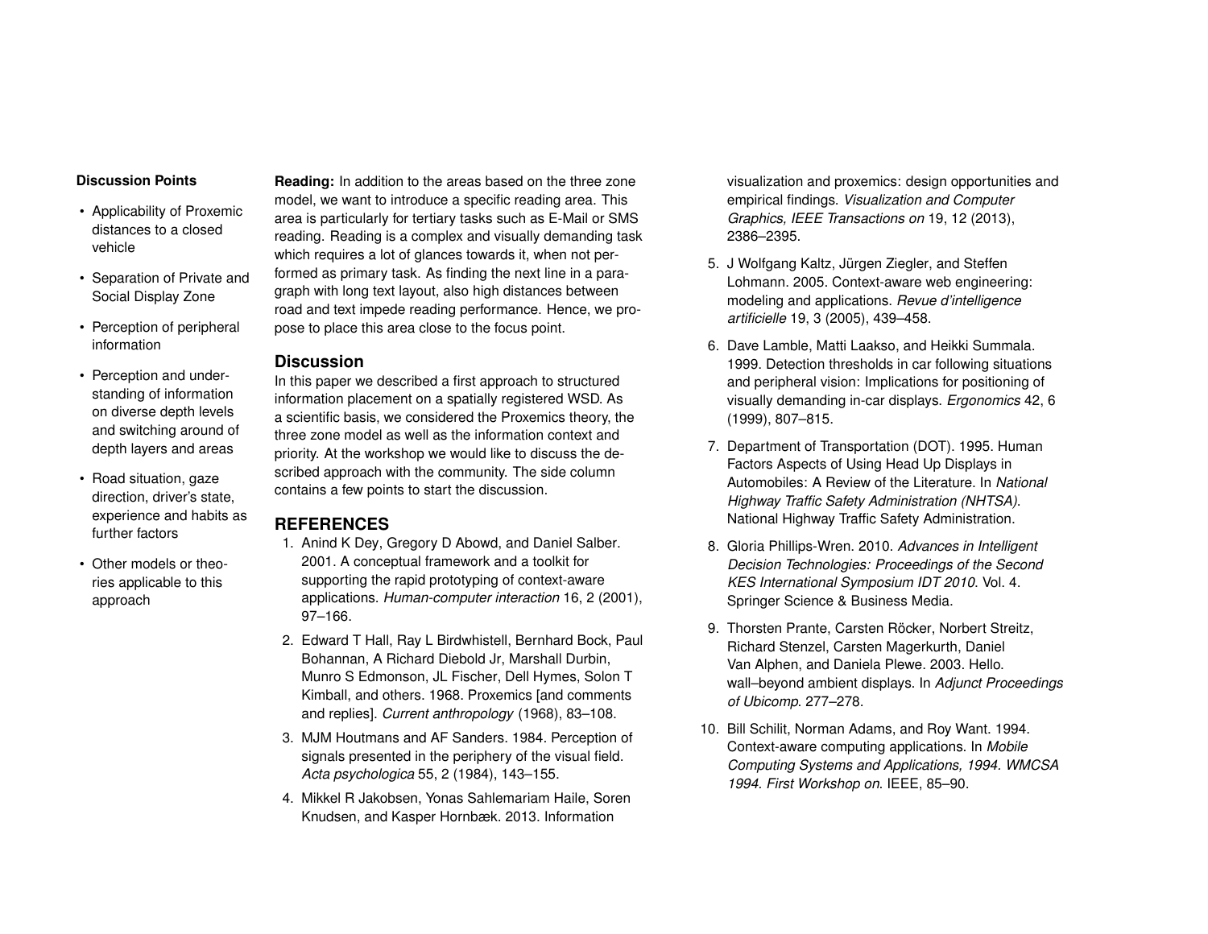**Discussion Points**

- Applicability of Proxemic distances to a closed vehicle
- Separation of Private and Social Display Zone
- Perception of peripheral information
- Perception and understanding of information on diverse depth levels and switching around of depth layers and areas
- Road situation, gaze direction, driver's state, experience and habits as further factors
- Other models or theories applicable to this approach

**Reading:** In addition to the areas based on the three zone model, we want to introduce a specific reading area. This area is particularly for tertiary tasks such as E-Mail or SMS reading. Reading is a complex and visually demanding task which requires a lot of glances towards it, when not performed as primary task. As finding the next line in a paragraph with long text layout, also high distances between road and text impede reading performance. Hence, we propose to place this area close to the focus point.

## Discussion

In this paper we described a first approach to structured information placement on a spatially registered WSD. As a scientific basis, we considered the Proxemics theory, the three zone model as well as the information context and priority. At the workshop we would like to discuss the described approach with the community. The side column contains a few points to start the discussion.

## REFERENCES

1. Anind K Dey, Gregory D Abowd, and Daniel Salber. 2001. A conceptual framework and a toolkit for supporting the rapid prototyping of context-aware applications. *Human-computer interaction* 16, 2 (2001), 97–166.
2. Edward T Hall, Ray L Birdwhistell, Bernhard Bock, Paul Bohannan, A Richard Diebold Jr, Marshall Durbin, Munro S Edmonson, JL Fischer, Dell Hymes, Solon T Kimball, and others. 1968. Proxemics [and comments and replies]. *Current anthropology* (1968), 83–108.
3. MJM Houtmans and AF Sanders. 1984. Perception of signals presented in the periphery of the visual field. *Acta psychologica* 55, 2 (1984), 143–155.
4. Mikkel R Jakobsen, Yonas Sahlemariam Haile, Soren Knudsen, and Kasper Hornbæk. 2013. Information visualization and proxemics: design opportunities and empirical findings. *Visualization and Computer Graphics, IEEE Transactions on* 19, 12 (2013), 2386–2395.
5. J Wolfgang Kaltz, Jürgen Ziegler, and Steffen Lohmann. 2005. Context-aware web engineering: modeling and applications. *Revue d'intelligence artificielle* 19, 3 (2005), 439–458.
6. Dave Lamble, Matti Laakso, and Heikki Summala. 1999. Detection thresholds in car following situations and peripheral vision: Implications for positioning of visually demanding in-car displays. *Ergonomics* 42, 6 (1999), 807–815.
7. Department of Transportation (DOT). 1995. Human Factors Aspects of Using Head Up Displays in Automobiles: A Review of the Literature. In *National Highway Traffic Safety Administration (NHTSA)*. National Highway Traffic Safety Administration.
8. Gloria Phillips-Wren. 2010. *Advances in Intelligent Decision Technologies: Proceedings of the Second KES International Symposium IDT 2010*. Vol. 4. Springer Science & Business Media.
9. Thorsten Prante, Carsten Röcker, Norbert Streitz, Richard Stenzel, Carsten Magerkurth, Daniel Van Alphen, and Daniela Plewe. 2003. Hello. wall–beyond ambient displays. In *Adjunct Proceedings of Ubicomp*. 277–278.
10. Bill Schilit, Norman Adams, and Roy Want. 1994. Context-aware computing applications. In *Mobile Computing Systems and Applications, 1994. WMCSA 1994. First Workshop on*. IEEE, 85–90.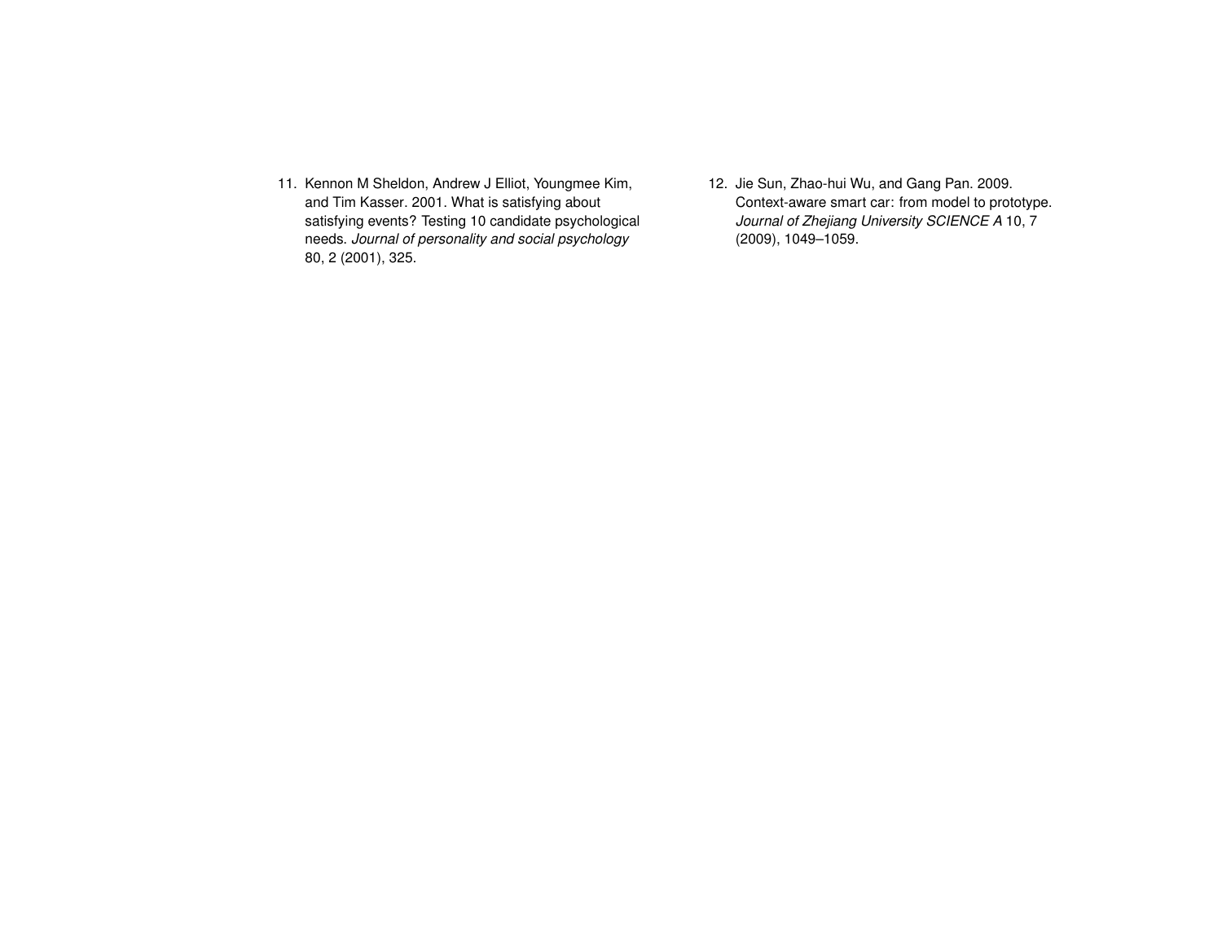11. Kennon M Sheldon, Andrew J Elliot, Youngmee Kim, and Tim Kasser. 2001. What is satisfying about satisfying events? Testing 10 candidate psychological needs. *Journal of personality and social psychology* 80, 2 (2001), 325.

12. Jie Sun, Zhao-hui Wu, and Gang Pan. 2009. Context-aware smart car: from model to prototype. *Journal of Zhejiang University SCIENCE A* 10, 7 (2009), 1049–1059.